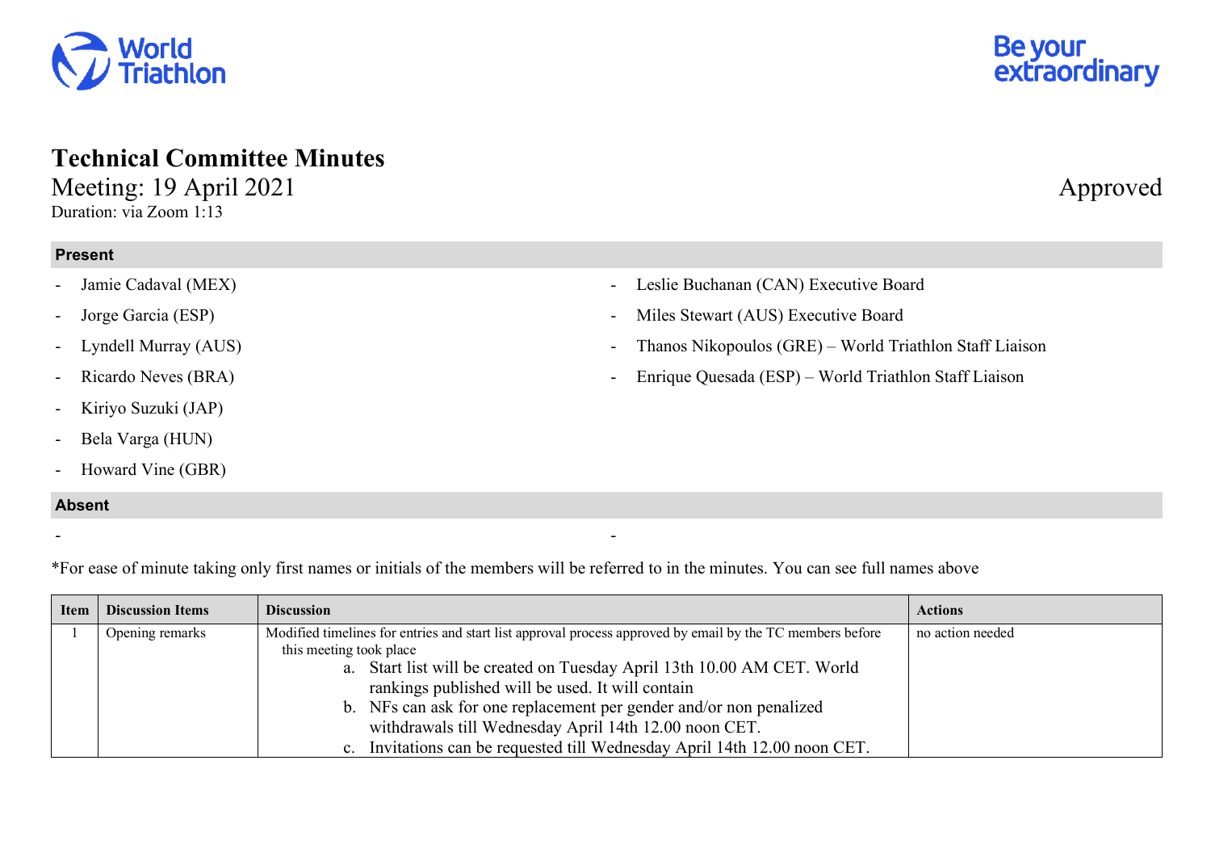# Technical Committee Minutes

Meeting: 19 April 2021

Approved

Duration: via Zoom 1:13

**Present**

- Jamie Cadaval (MEX)
- Jorge Garcia (ESP)
- Lyndell Murray (AUS)
- Ricardo Neves (BRA)
- Kiriyo Suzuki (JAP)
- Bela Varga (HUN)
- Howard Vine (GBR)
- Leslie Buchanan (CAN) Executive Board
- Miles Stewart (AUS) Executive Board
- Thanos Nikopoulos (GRE) – World Triathlon Staff Liaison
- Enrique Quesada (ESP) – World Triathlon Staff Liaison

**Absent**

- 
- 

*For ease of minute taking only first names or initials of the members will be referred to in the minutes. You can see full names above

| Item | Discussion Items | Discussion | Actions |
|---|---|---|---|
| 1 | Opening remarks | Modified timelines for entries and start list approval process approved by email by the TC members before this meeting took place<br>a. Start list will be created on Tuesday April 13th 10.00 AM CET. World rankings published will be used. It will contain<br>b. NFs can ask for one replacement per gender and/or non penalized withdrawals till Wednesday April 14th 12.00 noon CET.<br>c. Invitations can be requested till Wednesday April 14th 12.00 noon CET. | no action needed |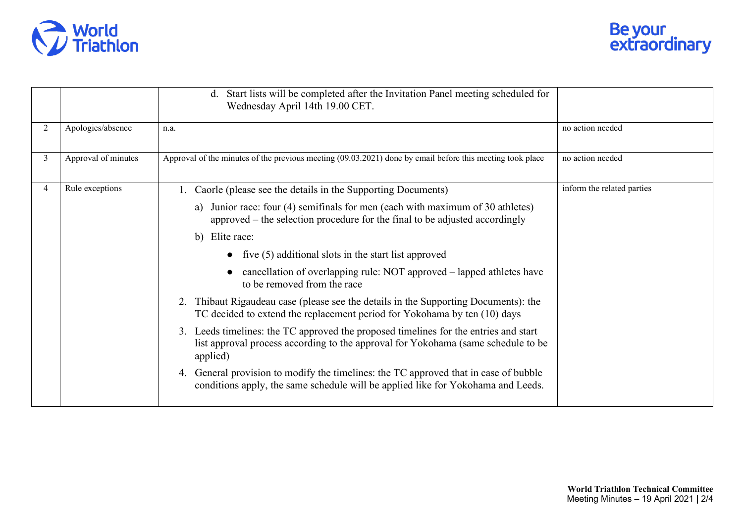| | | | |
|---|---|---|---|
| | | d. Start lists will be completed after the Invitation Panel meeting scheduled for Wednesday April 14th 19.00 CET. | |
| 2 | Apologies/absence | n.a. | no action needed |
| 3 | Approval of minutes | Approval of the minutes of the previous meeting (09.03.2021) done by email before this meeting took place | no action needed |
| 4 | Rule exceptions | 1. Caorle (please see the details in the Supporting Documents)<br>a) Junior race: four (4) semifinals for men (each with maximum of 30 athletes) approved – the selection procedure for the final to be adjusted accordingly<br>b) Elite race:<br>● five (5) additional slots in the start list approved<br>● cancellation of overlapping rule: NOT approved – lapped athletes have to be removed from the race<br>2. Thibaut Rigaudeau case (please see the details in the Supporting Documents): the TC decided to extend the replacement period for Yokohama by ten (10) days<br>3. Leeds timelines: the TC approved the proposed timelines for the entries and start list approval process according to the approval for Yokohama (same schedule to be applied)<br>4. General provision to modify the timelines: the TC approved that in case of bubble conditions apply, the same schedule will be applied like for Yokohama and Leeds. | inform the related parties |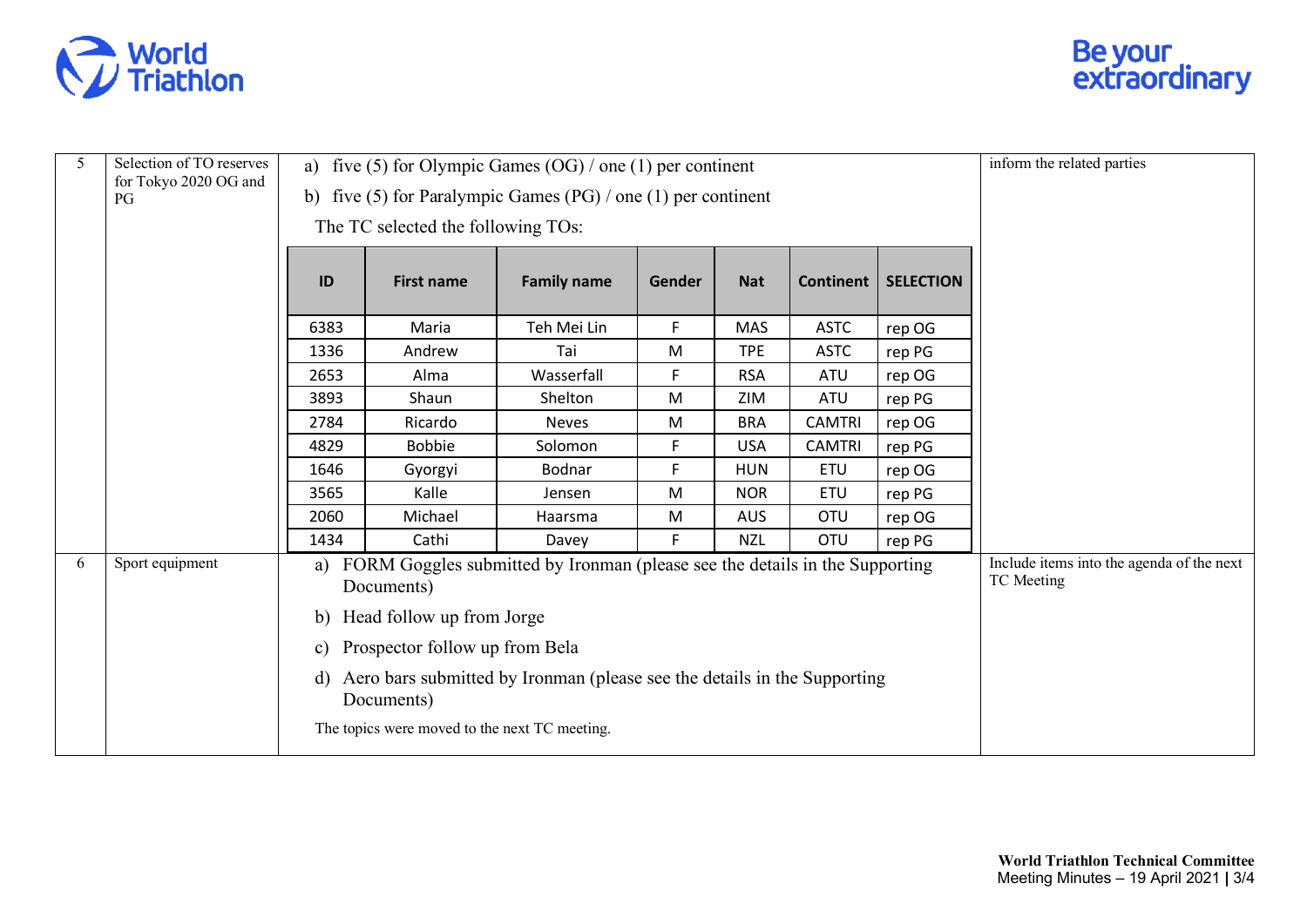| 5 | Selection of TO reserves for Tokyo 2020 OG and PG | a) five (5) for Olympic Games (OG) / one (1) per continent<br>b) five (5) for Paralympic Games (PG) / one (1) per continent<br>The TC selected the following TOs: | inform the related parties |
|---|---|---|---|

| ID | First name | Family name | Gender | Nat | Continent | SELECTION |
|---|---|---|---|---|---|---|
| 6383 | Maria | Teh Mei Lin | F | MAS | ASTC | rep OG |
| 1336 | Andrew | Tai | M | TPE | ASTC | rep PG |
| 2653 | Alma | Wasserfall | F | RSA | ATU | rep OG |
| 3893 | Shaun | Shelton | M | ZIM | ATU | rep PG |
| 2784 | Ricardo | Neves | M | BRA | CAMTRI | rep OG |
| 4829 | Bobbie | Solomon | F | USA | CAMTRI | rep PG |
| 1646 | Gyorgyi | Bodnar | F | HUN | ETU | rep OG |
| 3565 | Kalle | Jensen | M | NOR | ETU | rep PG |
| 2060 | Michael | Haarsma | M | AUS | OTU | rep OG |
| 1434 | Cathi | Davey | F | NZL | OTU | rep PG |

| 6 | Sport equipment | a) FORM Goggles submitted by Ironman (please see the details in the Supporting Documents)<br>b) Head follow up from Jorge<br>c) Prospector follow up from Bela<br>d) Aero bars submitted by Ironman (please see the details in the Supporting Documents)<br>The topics were moved to the next TC meeting. | Include items into the agenda of the next TC Meeting |
|---|---|---|---|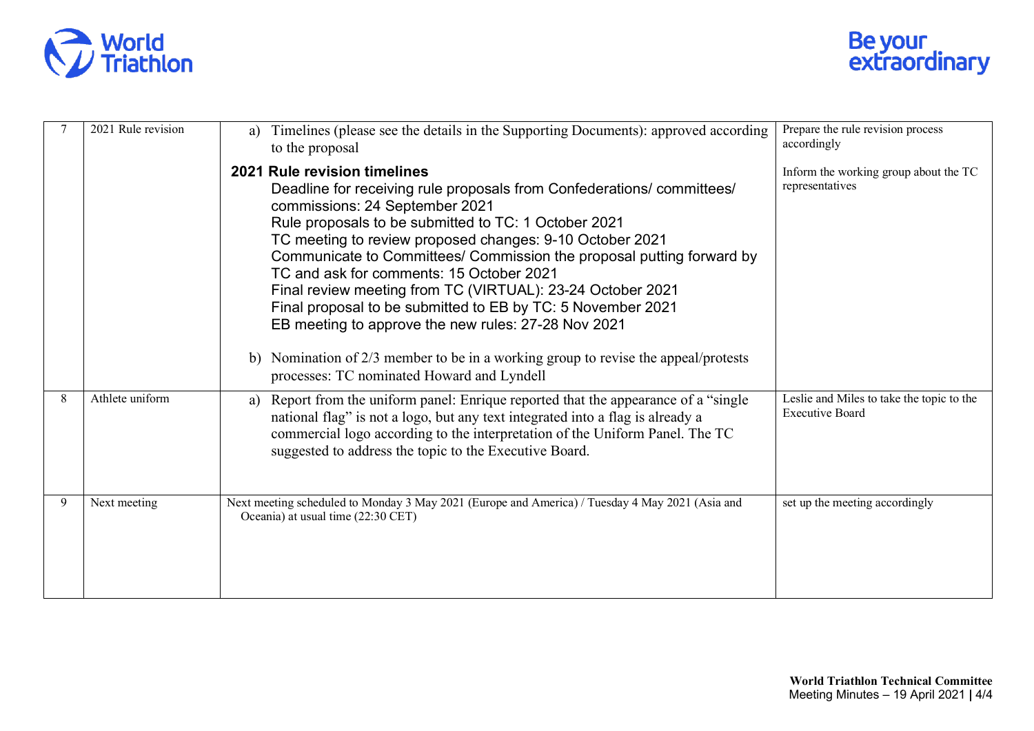| | | | |
|---|---|---|---|
| 7 | 2021 Rule revision | a) Timelines (please see the details in the Supporting Documents): approved according to the proposal<br><br>**2021 Rule revision timelines**<br>Deadline for receiving rule proposals from Confederations/ committees/ commissions: 24 September 2021<br>Rule proposals to be submitted to TC: 1 October 2021<br>TC meeting to review proposed changes: 9-10 October 2021<br>Communicate to Committees/ Commission the proposal putting forward by TC and ask for comments: 15 October 2021<br>Final review meeting from TC (VIRTUAL): 23-24 October 2021<br>Final proposal to be submitted to EB by TC: 5 November 2021<br>EB meeting to approve the new rules: 27-28 Nov 2021<br><br>b) Nomination of 2/3 member to be in a working group to revise the appeal/protests processes: TC nominated Howard and Lyndell | Prepare the rule revision process accordingly<br><br>Inform the working group about the TC representatives |
| 8 | Athlete uniform | a) Report from the uniform panel: Enrique reported that the appearance of a "single national flag" is not a logo, but any text integrated into a flag is already a commercial logo according to the interpretation of the Uniform Panel. The TC suggested to address the topic to the Executive Board. | Leslie and Miles to take the topic to the Executive Board |
| 9 | Next meeting | Next meeting scheduled to Monday 3 May 2021 (Europe and America) / Tuesday 4 May 2021 (Asia and Oceania) at usual time (22:30 CET) | set up the meeting accordingly |